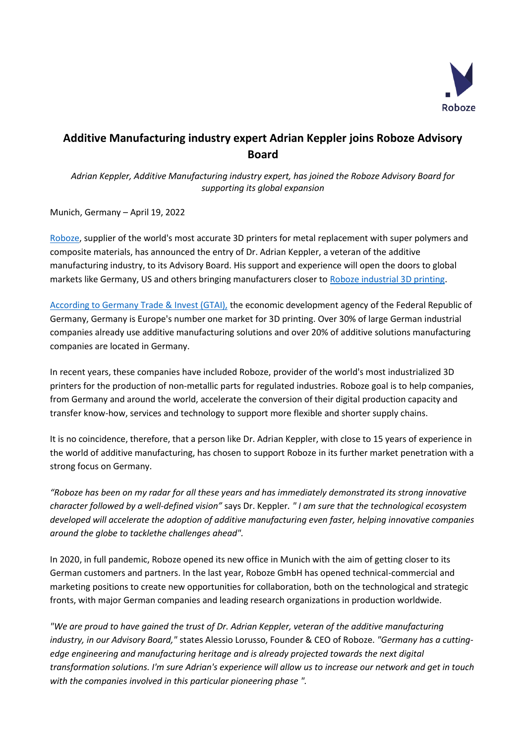# Additive Manufacturing industry expert Adrian Keppler joins Roboze Advisory Board

*Adrian Keppler, Additive Manufacturing industry expert, has joined the Roboze Advisory Board for supporting its global expansion*

Munich, Germany – April 19, 2022

Roboze, supplier of the world's most accurate 3D printers for metal replacement with super polymers and composite materials, has announced the entry of Dr. Adrian Keppler, a veteran of the additive manufacturing industry, to its Advisory Board. His support and experience will open the doors to global markets like Germany, US and others bringing manufacturers closer to Roboze industrial 3D printing.

According to Germany Trade & Invest (GTAI), the economic development agency of the Federal Republic of Germany, Germany is Europe's number one market for 3D printing. Over 30% of large German industrial companies already use additive manufacturing solutions and over 20% of additive solutions manufacturing companies are located in Germany.

In recent years, these companies have included Roboze, provider of the world's most industrialized 3D printers for the production of non-metallic parts for regulated industries. Roboze goal is to help companies, from Germany and around the world, accelerate the conversion of their digital production capacity and transfer know-how, services and technology to support more flexible and shorter supply chains.

It is no coincidence, therefore, that a person like Dr. Adrian Keppler, with close to 15 years of experience in the world of additive manufacturing, has chosen to support Roboze in its further market penetration with a strong focus on Germany.

*"Roboze has been on my radar for all these years and has immediately demonstrated its strong innovative character followed by a well-defined vision"* says Dr. Keppler. *" I am sure that the technological ecosystem developed will accelerate the adoption of additive manufacturing even faster, helping innovative companies around the globe to tacklethe challenges ahead".*

In 2020, in full pandemic, Roboze opened its new office in Munich with the aim of getting closer to its German customers and partners. In the last year, Roboze GmbH has opened technical-commercial and marketing positions to create new opportunities for collaboration, both on the technological and strategic fronts, with major German companies and leading research organizations in production worldwide.

*"We are proud to have gained the trust of Dr. Adrian Keppler, veteran of the additive manufacturing industry, in our Advisory Board,"* states Alessio Lorusso, Founder & CEO of Roboze. *"Germany has a cutting-edge engineering and manufacturing heritage and is already projected towards the next digital transformation solutions. I'm sure Adrian's experience will allow us to increase our network and get in touch with the companies involved in this particular pioneering phase ".*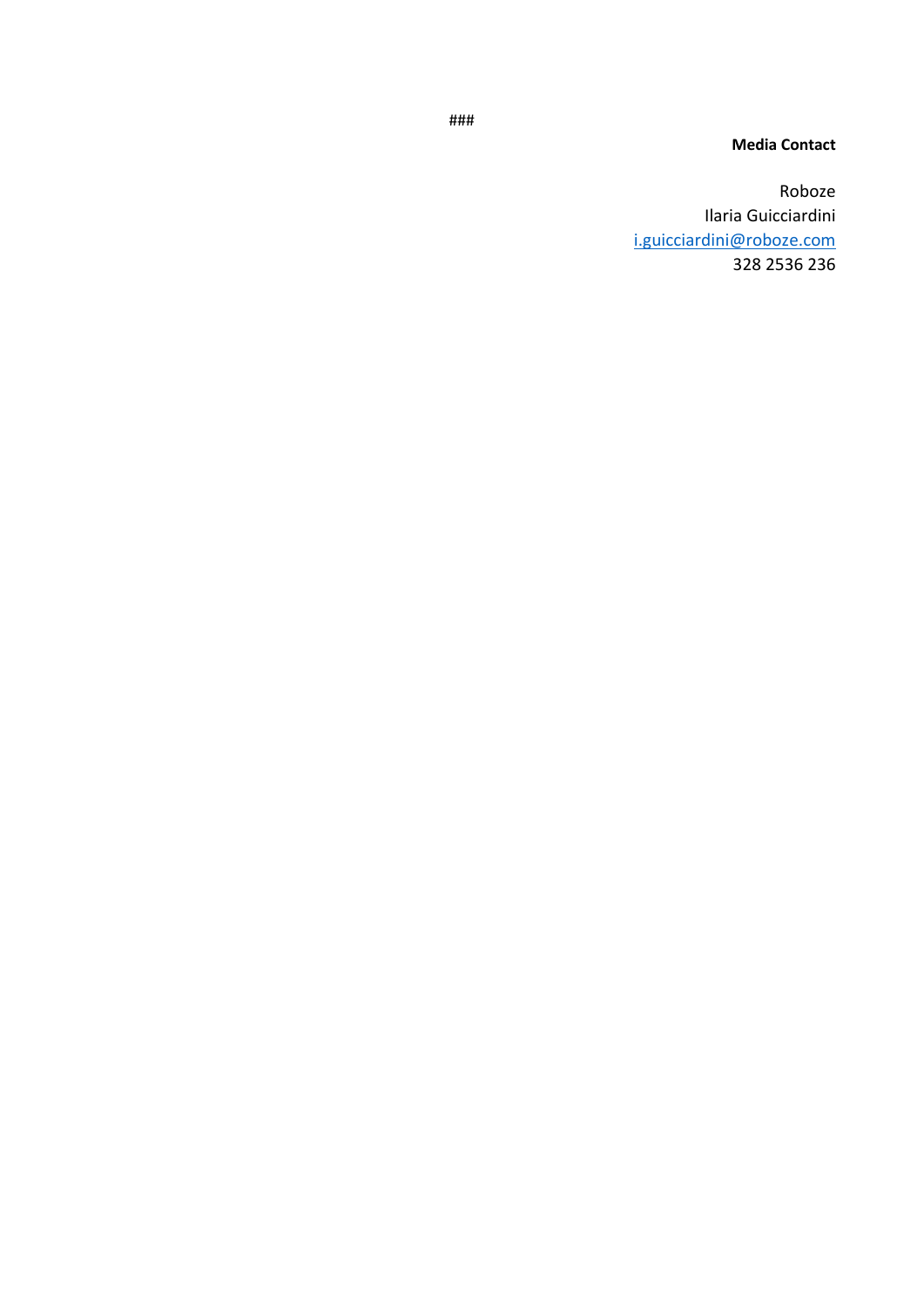###

**Media Contact**

Roboze
Ilaria Guicciardini
i.guicciardini@roboze.com
328 2536 236